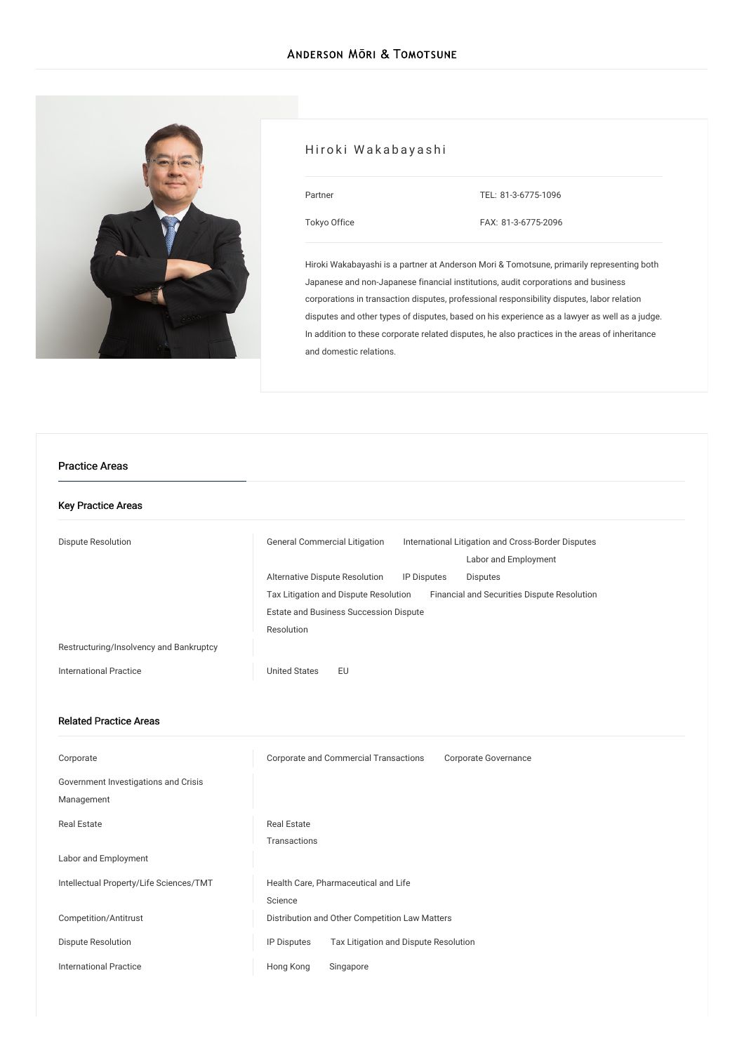# Hiroki Wakabayashi

| | |
|---|---|
| Partner | TEL: 81-3-6775-1096 |
| Tokyo Office | FAX: 81-3-6775-2096 |

Hiroki Wakabayashi is a partner at Anderson Mori & Tomotsune, primarily representing both Japanese and non-Japanese financial institutions, audit corporations and business corporations in transaction disputes, professional responsibility disputes, labor relation disputes and other types of disputes, based on his experience as a lawyer as well as a judge. In addition to these corporate related disputes, he also practices in the areas of inheritance and domestic relations.

## Practice Areas

### Key Practice Areas

| | |
|---|---|
| Dispute Resolution | General Commercial Litigation; International Litigation and Cross-Border Disputes; Alternative Dispute Resolution; IP Disputes; Labor and Employment Disputes; Tax Litigation and Dispute Resolution; Financial and Securities Dispute Resolution; Estate and Business Succession Dispute Resolution |
| Restructuring/Insolvency and Bankruptcy | |
| International Practice | United States; EU |

### Related Practice Areas

| | |
|---|---|
| Corporate | Corporate and Commercial Transactions; Corporate Governance |
| Government Investigations and Crisis Management | |
| Real Estate | Real Estate Transactions |
| Labor and Employment | |
| Intellectual Property/Life Sciences/TMT | Health Care, Pharmaceutical and Life Science |
| Competition/Antitrust | Distribution and Other Competition Law Matters |
| Dispute Resolution | IP Disputes; Tax Litigation and Dispute Resolution |
| International Practice | Hong Kong; Singapore |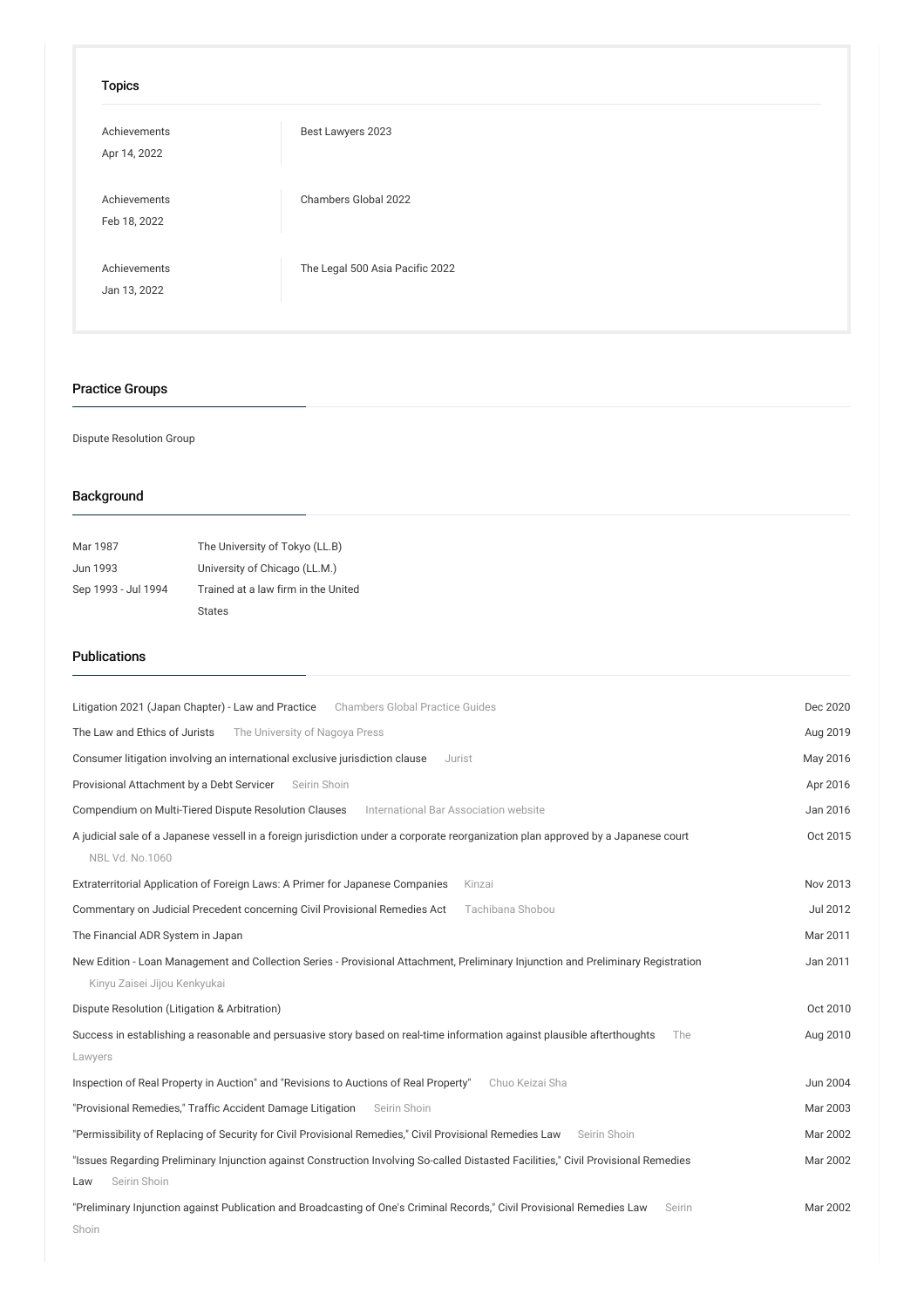## Topics

| | |
|---|---|
| Achievements<br>Apr 14, 2022 | Best Lawyers 2023 |
| Achievements<br>Feb 18, 2022 | Chambers Global 2022 |
| Achievements<br>Jan 13, 2022 | The Legal 500 Asia Pacific 2022 |

## Practice Groups

Dispute Resolution Group

## Background

| | |
|---|---|
| Mar 1987 | The University of Tokyo (LL.B) |
| Jun 1993 | University of Chicago (LL.M.) |
| Sep 1993 - Jul 1994 | Trained at a law firm in the United States |

## Publications

| | |
|---|---|
| Litigation 2021 (Japan Chapter) - Law and Practice — Chambers Global Practice Guides | Dec 2020 |
| The Law and Ethics of Jurists — The University of Nagoya Press | Aug 2019 |
| Consumer litigation involving an international exclusive jurisdiction clause — Jurist | May 2016 |
| Provisional Attachment by a Debt Servicer — Seirin Shoin | Apr 2016 |
| Compendium on Multi-Tiered Dispute Resolution Clauses — International Bar Association website | Jan 2016 |
| A judicial sale of a Japanese vessel in a foreign jurisdiction under a corporate reorganization plan approved by a Japanese court — NBL Vd. No.1060 | Oct 2015 |
| Extraterritorial Application of Foreign Laws: A Primer for Japanese Companies — Kinzai | Nov 2013 |
| Commentary on Judicial Precedent concerning Civil Provisional Remedies Act — Tachibana Shobou | Jul 2012 |
| The Financial ADR System in Japan | Mar 2011 |
| New Edition - Loan Management and Collection Series - Provisional Attachment, Preliminary Injunction and Preliminary Registration — Kinyu Zaisei Jijou Kenkyukai | Jan 2011 |
| Dispute Resolution (Litigation & Arbitration) | Oct 2010 |
| Success in establishing a reasonable and persuasive story based on real-time information against plausible afterthoughts — The Lawyers | Aug 2010 |
| Inspection of Real Property in Auction" and "Revisions to Auctions of Real Property" — Chuo Keizai Sha | Jun 2004 |
| "Provisional Remedies," Traffic Accident Damage Litigation — Seirin Shoin | Mar 2003 |
| "Permissibility of Replacing of Security for Civil Provisional Remedies," Civil Provisional Remedies Law — Seirin Shoin | Mar 2002 |
| "Issues Regarding Preliminary Injunction against Construction Involving So-called Distasted Facilities," Civil Provisional Remedies Law — Seirin Shoin | Mar 2002 |
| "Preliminary Injunction against Publication and Broadcasting of One's Criminal Records," Civil Provisional Remedies Law — Seirin Shoin | Mar 2002 |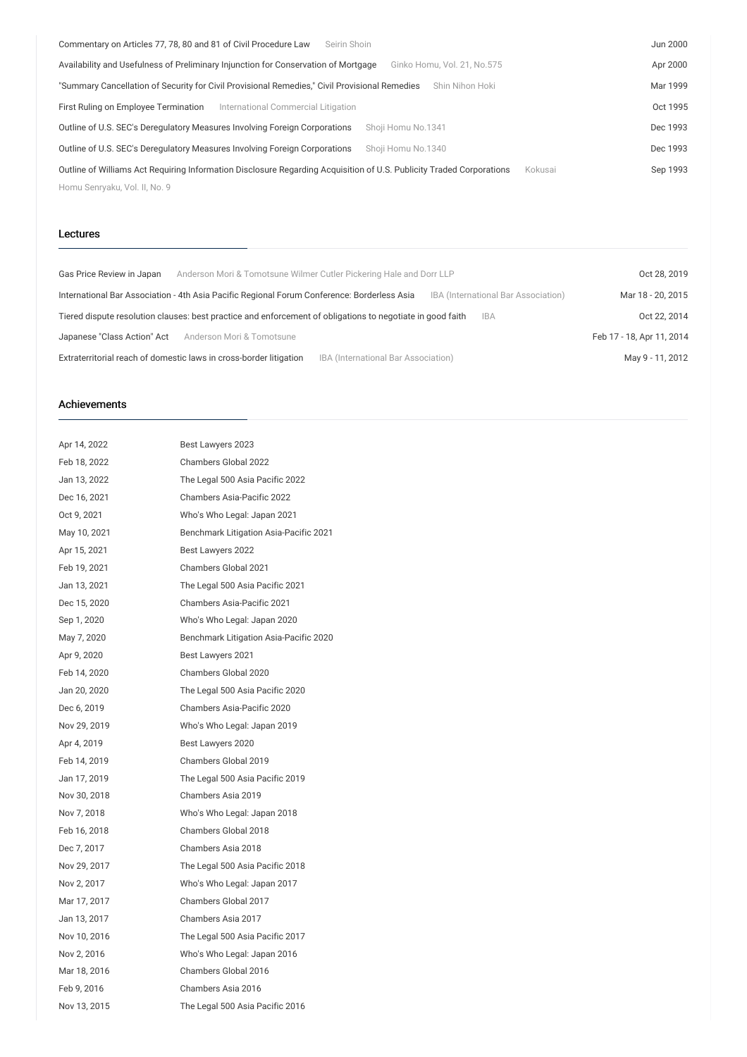| | | |
|---|---|---|
| Commentary on Articles 77, 78, 80 and 81 of Civil Procedure Law | Seirin Shoin | Jun 2000 |
| Availability and Usefulness of Preliminary Injunction for Conservation of Mortgage | Ginko Homu, Vol. 21, No.575 | Apr 2000 |
| "Summary Cancellation of Security for Civil Provisional Remedies," Civil Provisional Remedies | Shin Nihon Hoki | Mar 1999 |
| First Ruling on Employee Termination | International Commercial Litigation | Oct 1995 |
| Outline of U.S. SEC's Deregulatory Measures Involving Foreign Corporations | Shoji Homu No.1341 | Dec 1993 |
| Outline of U.S. SEC's Deregulatory Measures Involving Foreign Corporations | Shoji Homu No.1340 | Dec 1993 |
| Outline of Williams Act Requiring Information Disclosure Regarding Acquisition of U.S. Publicity Traded Corporations | Kokusai Homu Senryaku, Vol. II, No. 9 | Sep 1993 |

## Lectures

| | | |
|---|---|---|
| Gas Price Review in Japan | Anderson Mori & Tomotsune Wilmer Cutler Pickering Hale and Dorr LLP | Oct 28, 2019 |
| International Bar Association - 4th Asia Pacific Regional Forum Conference: Borderless Asia | IBA (International Bar Association) | Mar 18 - 20, 2015 |
| Tiered dispute resolution clauses: best practice and enforcement of obligations to negotiate in good faith | IBA | Oct 22, 2014 |
| Japanese "Class Action" Act | Anderson Mori & Tomotsune | Feb 17 - 18, Apr 11, 2014 |
| Extraterritorial reach of domestic laws in cross-border litigation | IBA (International Bar Association) | May 9 - 11, 2012 |

## Achievements

| | |
|---|---|
| Apr 14, 2022 | Best Lawyers 2023 |
| Feb 18, 2022 | Chambers Global 2022 |
| Jan 13, 2022 | The Legal 500 Asia Pacific 2022 |
| Dec 16, 2021 | Chambers Asia-Pacific 2022 |
| Oct 9, 2021 | Who's Who Legal: Japan 2021 |
| May 10, 2021 | Benchmark Litigation Asia-Pacific 2021 |
| Apr 15, 2021 | Best Lawyers 2022 |
| Feb 19, 2021 | Chambers Global 2021 |
| Jan 13, 2021 | The Legal 500 Asia Pacific 2021 |
| Dec 15, 2020 | Chambers Asia-Pacific 2021 |
| Sep 1, 2020 | Who's Who Legal: Japan 2020 |
| May 7, 2020 | Benchmark Litigation Asia-Pacific 2020 |
| Apr 9, 2020 | Best Lawyers 2021 |
| Feb 14, 2020 | Chambers Global 2020 |
| Jan 20, 2020 | The Legal 500 Asia Pacific 2020 |
| Dec 6, 2019 | Chambers Asia-Pacific 2020 |
| Nov 29, 2019 | Who's Who Legal: Japan 2019 |
| Apr 4, 2019 | Best Lawyers 2020 |
| Feb 14, 2019 | Chambers Global 2019 |
| Jan 17, 2019 | The Legal 500 Asia Pacific 2019 |
| Nov 30, 2018 | Chambers Asia 2019 |
| Nov 7, 2018 | Who's Who Legal: Japan 2018 |
| Feb 16, 2018 | Chambers Global 2018 |
| Dec 7, 2017 | Chambers Asia 2018 |
| Nov 29, 2017 | The Legal 500 Asia Pacific 2018 |
| Nov 2, 2017 | Who's Who Legal: Japan 2017 |
| Mar 17, 2017 | Chambers Global 2017 |
| Jan 13, 2017 | Chambers Asia 2017 |
| Nov 10, 2016 | The Legal 500 Asia Pacific 2017 |
| Nov 2, 2016 | Who's Who Legal: Japan 2016 |
| Mar 18, 2016 | Chambers Global 2016 |
| Feb 9, 2016 | Chambers Asia 2016 |
| Nov 13, 2015 | The Legal 500 Asia Pacific 2016 |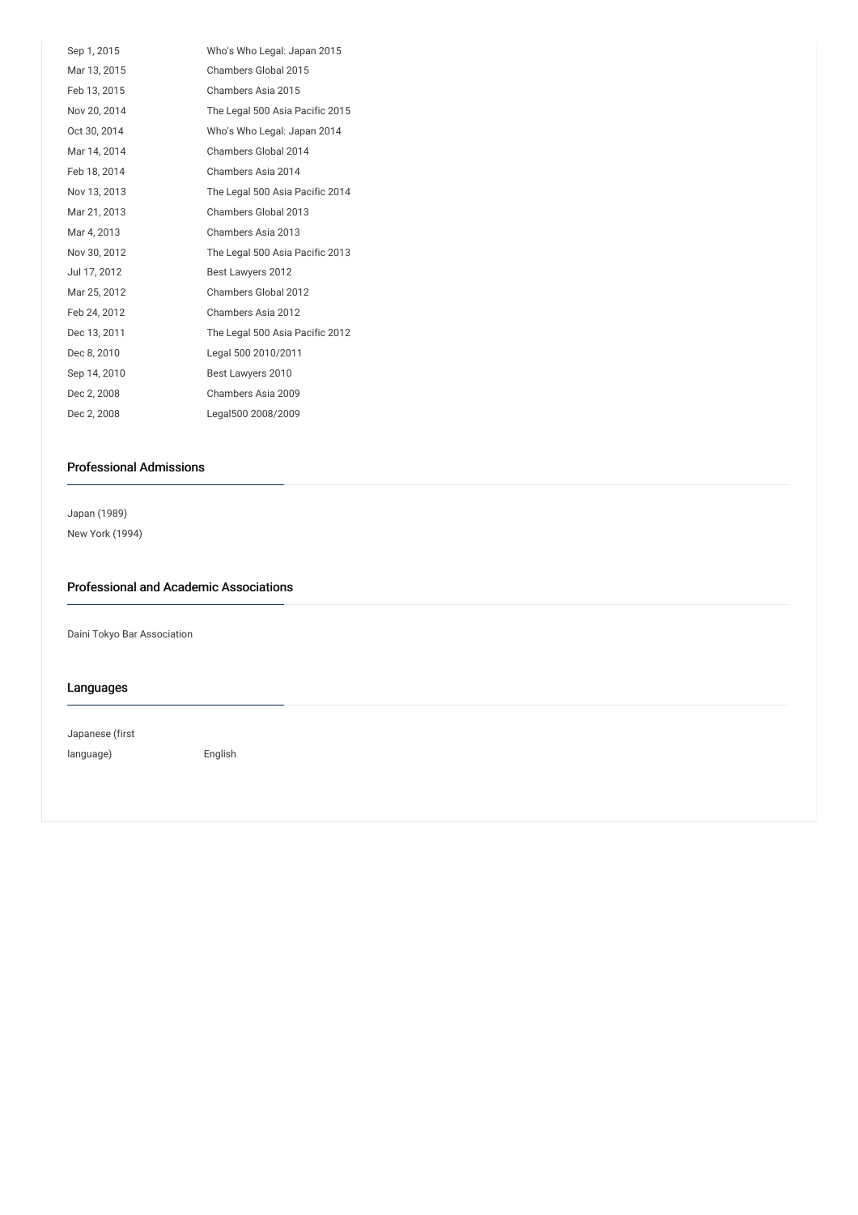| | |
|---|---|
| Sep 1, 2015 | Who's Who Legal: Japan 2015 |
| Mar 13, 2015 | Chambers Global 2015 |
| Feb 13, 2015 | Chambers Asia 2015 |
| Nov 20, 2014 | The Legal 500 Asia Pacific 2015 |
| Oct 30, 2014 | Who's Who Legal: Japan 2014 |
| Mar 14, 2014 | Chambers Global 2014 |
| Feb 18, 2014 | Chambers Asia 2014 |
| Nov 13, 2013 | The Legal 500 Asia Pacific 2014 |
| Mar 21, 2013 | Chambers Global 2013 |
| Mar 4, 2013 | Chambers Asia 2013 |
| Nov 30, 2012 | The Legal 500 Asia Pacific 2013 |
| Jul 17, 2012 | Best Lawyers 2012 |
| Mar 25, 2012 | Chambers Global 2012 |
| Feb 24, 2012 | Chambers Asia 2012 |
| Dec 13, 2011 | The Legal 500 Asia Pacific 2012 |
| Dec 8, 2010 | Legal 500 2010/2011 |
| Sep 14, 2010 | Best Lawyers 2010 |
| Dec 2, 2008 | Chambers Asia 2009 |
| Dec 2, 2008 | Legal500 2008/2009 |

## Professional Admissions

Japan (1989)

New York (1994)

## Professional and Academic Associations

Daini Tokyo Bar Association

## Languages

Japanese (first language)

English